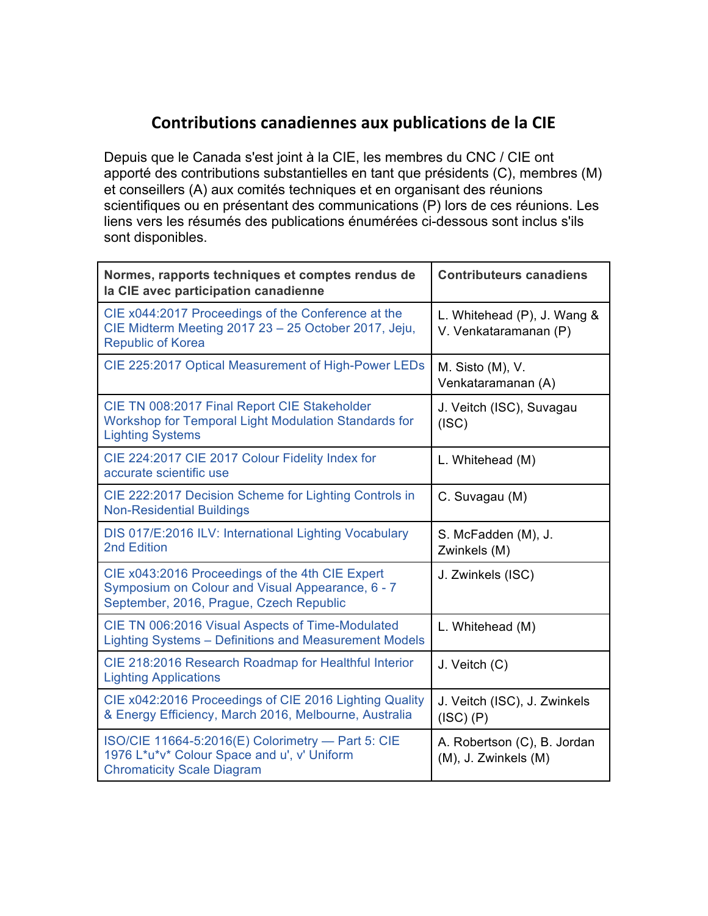# Contributions canadiennes aux publications de la CIE

Depuis que le Canada s'est joint à la CIE, les membres du CNC / CIE ont apporté des contributions substantielles en tant que présidents (C), membres (M) et conseillers (A) aux comités techniques et en organisant des réunions scientifiques ou en présentant des communications (P) lors de ces réunions. Les liens vers les résumés des publications énumérées ci-dessous sont inclus s'ils sont disponibles.

| **Normes, rapports techniques et comptes rendus de la CIE avec participation canadienne** | **Contributeurs canadiens** |
|---|---|
| CIE x044:2017 Proceedings of the Conference at the CIE Midterm Meeting 2017 23 – 25 October 2017, Jeju, Republic of Korea | L. Whitehead (P), J. Wang & V. Venkataramanan (P) |
| CIE 225:2017 Optical Measurement of High-Power LEDs | M. Sisto (M), V. Venkataramanan (A) |
| CIE TN 008:2017 Final Report CIE Stakeholder Workshop for Temporal Light Modulation Standards for Lighting Systems | J. Veitch (ISC), Suvagau (ISC) |
| CIE 224:2017 CIE 2017 Colour Fidelity Index for accurate scientific use | L. Whitehead (M) |
| CIE 222:2017 Decision Scheme for Lighting Controls in Non-Residential Buildings | C. Suvagau (M) |
| DIS 017/E:2016 ILV: International Lighting Vocabulary 2nd Edition | S. McFadden (M), J. Zwinkels (M) |
| CIE x043:2016 Proceedings of the 4th CIE Expert Symposium on Colour and Visual Appearance, 6 - 7 September, 2016, Prague, Czech Republic | J. Zwinkels (ISC) |
| CIE TN 006:2016 Visual Aspects of Time-Modulated Lighting Systems – Definitions and Measurement Models | L. Whitehead (M) |
| CIE 218:2016 Research Roadmap for Healthful Interior Lighting Applications | J. Veitch (C) |
| CIE x042:2016 Proceedings of CIE 2016 Lighting Quality & Energy Efficiency, March 2016, Melbourne, Australia | J. Veitch (ISC), J. Zwinkels (ISC) (P) |
| ISO/CIE 11664-5:2016(E) Colorimetry — Part 5: CIE 1976 L*u*v* Colour Space and u', v' Uniform Chromaticity Scale Diagram | A. Robertson (C), B. Jordan (M), J. Zwinkels (M) |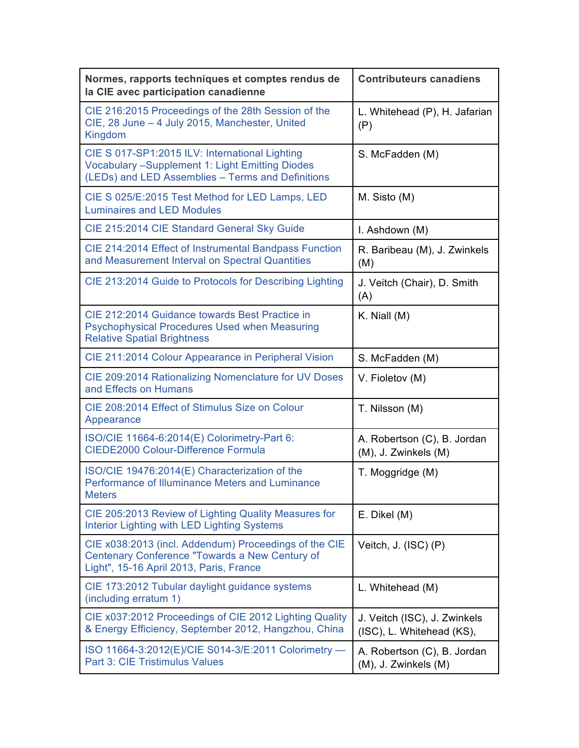| Normes, rapports techniques et comptes rendus de la CIE avec participation canadienne | Contributeurs canadiens |
|---|---|
| CIE 216:2015 Proceedings of the 28th Session of the CIE, 28 June – 4 July 2015, Manchester, United Kingdom | L. Whitehead (P), H. Jafarian (P) |
| CIE S 017-SP1:2015 ILV: International Lighting Vocabulary –Supplement 1: Light Emitting Diodes (LEDs) and LED Assemblies – Terms and Definitions | S. McFadden (M) |
| CIE S 025/E:2015 Test Method for LED Lamps, LED Luminaires and LED Modules | M. Sisto (M) |
| CIE 215:2014 CIE Standard General Sky Guide | I. Ashdown (M) |
| CIE 214:2014 Effect of Instrumental Bandpass Function and Measurement Interval on Spectral Quantities | R. Baribeau (M), J. Zwinkels (M) |
| CIE 213:2014 Guide to Protocols for Describing Lighting | J. Veitch (Chair), D. Smith (A) |
| CIE 212:2014 Guidance towards Best Practice in Psychophysical Procedures Used when Measuring Relative Spatial Brightness | K. Niall (M) |
| CIE 211:2014 Colour Appearance in Peripheral Vision | S. McFadden (M) |
| CIE 209:2014 Rationalizing Nomenclature for UV Doses and Effects on Humans | V. Fioletov (M) |
| CIE 208:2014 Effect of Stimulus Size on Colour Appearance | T. Nilsson (M) |
| ISO/CIE 11664-6:2014(E) Colorimetry-Part 6: CIEDE2000 Colour-Difference Formula | A. Robertson (C), B. Jordan (M), J. Zwinkels (M) |
| ISO/CIE 19476:2014(E) Characterization of the Performance of Illuminance Meters and Luminance Meters | T. Moggridge (M) |
| CIE 205:2013 Review of Lighting Quality Measures for Interior Lighting with LED Lighting Systems | E. Dikel (M) |
| CIE x038:2013 (incl. Addendum) Proceedings of the CIE Centenary Conference "Towards a New Century of Light", 15-16 April 2013, Paris, France | Veitch, J. (ISC) (P) |
| CIE 173:2012 Tubular daylight guidance systems (including erratum 1) | L. Whitehead (M) |
| CIE x037:2012 Proceedings of CIE 2012 Lighting Quality & Energy Efficiency, September 2012, Hangzhou, China | J. Veitch (ISC), J. Zwinkels (ISC), L. Whitehead (KS), |
| ISO 11664-3:2012(E)/CIE S014-3/E:2011 Colorimetry — Part 3: CIE Tristimulus Values | A. Robertson (C), B. Jordan (M), J. Zwinkels (M) |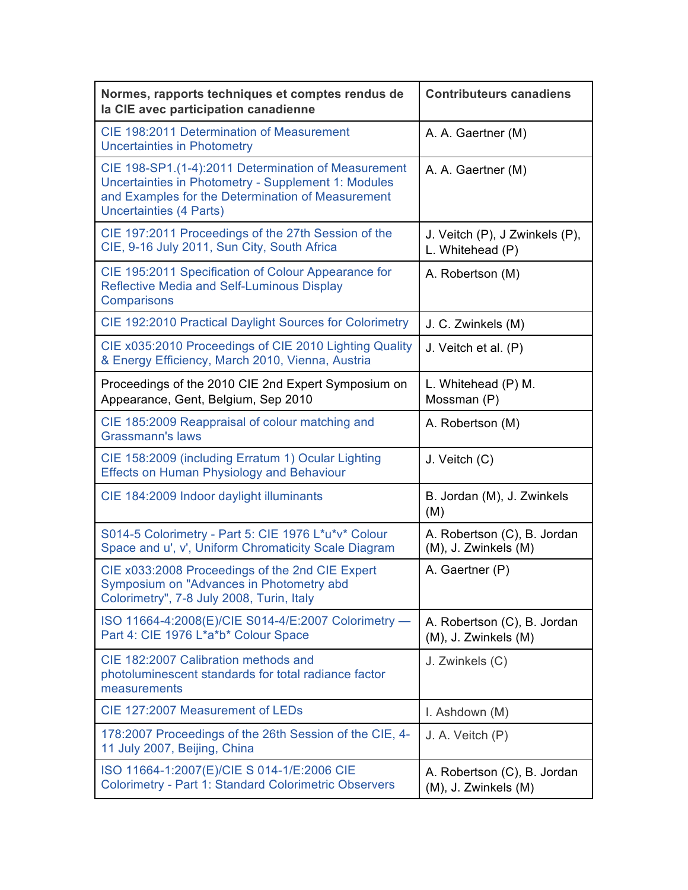| Normes, rapports techniques et comptes rendus de la CIE avec participation canadienne | Contributeurs canadiens |
| --- | --- |
| CIE 198:2011 Determination of Measurement Uncertainties in Photometry | A. A. Gaertner (M) |
| CIE 198-SP1.(1-4):2011 Determination of Measurement Uncertainties in Photometry - Supplement 1: Modules and Examples for the Determination of Measurement Uncertainties (4 Parts) | A. A. Gaertner (M) |
| CIE 197:2011 Proceedings of the 27th Session of the CIE, 9-16 July 2011, Sun City, South Africa | J. Veitch (P), J Zwinkels (P), L. Whitehead (P) |
| CIE 195:2011 Specification of Colour Appearance for Reflective Media and Self-Luminous Display Comparisons | A. Robertson (M) |
| CIE 192:2010 Practical Daylight Sources for Colorimetry | J. C. Zwinkels (M) |
| CIE x035:2010 Proceedings of CIE 2010 Lighting Quality & Energy Efficiency, March 2010, Vienna, Austria | J. Veitch et al. (P) |
| Proceedings of the 2010 CIE 2nd Expert Symposium on Appearance, Gent, Belgium, Sep 2010 | L. Whitehead (P) M. Mossman (P) |
| CIE 185:2009 Reappraisal of colour matching and Grassmann's laws | A. Robertson (M) |
| CIE 158:2009 (including Erratum 1) Ocular Lighting Effects on Human Physiology and Behaviour | J. Veitch (C) |
| CIE 184:2009 Indoor daylight illuminants | B. Jordan (M), J. Zwinkels (M) |
| S014-5 Colorimetry - Part 5: CIE 1976 L*u*v* Colour Space and u', v', Uniform Chromaticity Scale Diagram | A. Robertson (C), B. Jordan (M), J. Zwinkels (M) |
| CIE x033:2008 Proceedings of the 2nd CIE Expert Symposium on "Advances in Photometry abd Colorimetry", 7-8 July 2008, Turin, Italy | A. Gaertner (P) |
| ISO 11664-4:2008(E)/CIE S014-4/E:2007 Colorimetry — Part 4: CIE 1976 L*a*b* Colour Space | A. Robertson (C), B. Jordan (M), J. Zwinkels (M) |
| CIE 182:2007 Calibration methods and photoluminescent standards for total radiance factor measurements | J. Zwinkels (C) |
| CIE 127:2007 Measurement of LEDs | I. Ashdown (M) |
| 178:2007 Proceedings of the 26th Session of the CIE, 4-11 July 2007, Beijing, China | J. A. Veitch (P) |
| ISO 11664-1:2007(E)/CIE S 014-1/E:2006 CIE Colorimetry - Part 1: Standard Colorimetric Observers | A. Robertson (C), B. Jordan (M), J. Zwinkels (M) |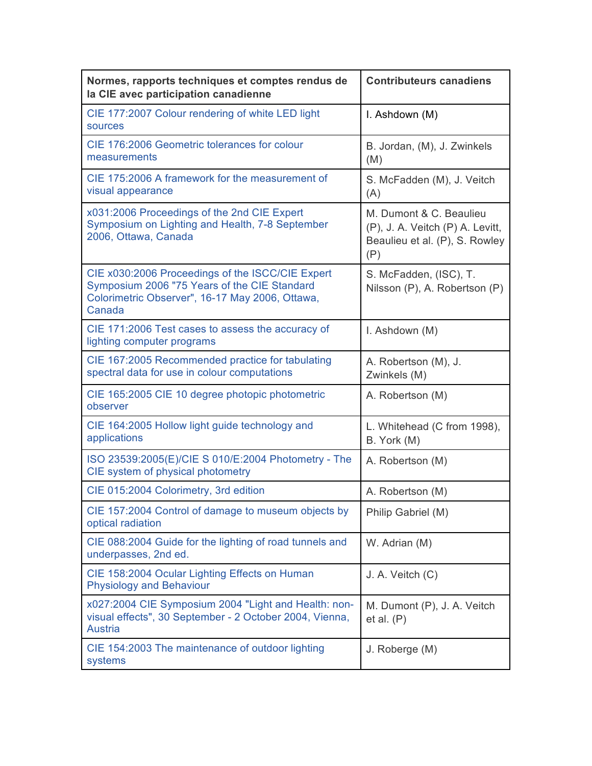| Normes, rapports techniques et comptes rendus de la CIE avec participation canadienne | Contributeurs canadiens |
| --- | --- |
| CIE 177:2007 Colour rendering of white LED light sources | I. Ashdown (M) |
| CIE 176:2006 Geometric tolerances for colour measurements | B. Jordan, (M), J. Zwinkels (M) |
| CIE 175:2006 A framework for the measurement of visual appearance | S. McFadden (M), J. Veitch (A) |
| x031:2006 Proceedings of the 2nd CIE Expert Symposium on Lighting and Health, 7-8 September 2006, Ottawa, Canada | M. Dumont & C. Beaulieu (P), J. A. Veitch (P) A. Levitt, Beaulieu et al. (P), S. Rowley (P) |
| CIE x030:2006 Proceedings of the ISCC/CIE Expert Symposium 2006 "75 Years of the CIE Standard Colorimetric Observer", 16-17 May 2006, Ottawa, Canada | S. McFadden, (ISC), T. Nilsson (P), A. Robertson (P) |
| CIE 171:2006 Test cases to assess the accuracy of lighting computer programs | I. Ashdown (M) |
| CIE 167:2005 Recommended practice for tabulating spectral data for use in colour computations | A. Robertson (M), J. Zwinkels (M) |
| CIE 165:2005 CIE 10 degree photopic photometric observer | A. Robertson (M) |
| CIE 164:2005 Hollow light guide technology and applications | L. Whitehead (C from 1998), B. York (M) |
| ISO 23539:2005(E)/CIE S 010/E:2004 Photometry - The CIE system of physical photometry | A. Robertson (M) |
| CIE 015:2004 Colorimetry, 3rd edition | A. Robertson (M) |
| CIE 157:2004 Control of damage to museum objects by optical radiation | Philip Gabriel (M) |
| CIE 088:2004 Guide for the lighting of road tunnels and underpasses, 2nd ed. | W. Adrian (M) |
| CIE 158:2004 Ocular Lighting Effects on Human Physiology and Behaviour | J. A. Veitch (C) |
| x027:2004 CIE Symposium 2004 "Light and Health: non-visual effects", 30 September - 2 October 2004, Vienna, Austria | M. Dumont (P), J. A. Veitch et al. (P) |
| CIE 154:2003 The maintenance of outdoor lighting systems | J. Roberge (M) |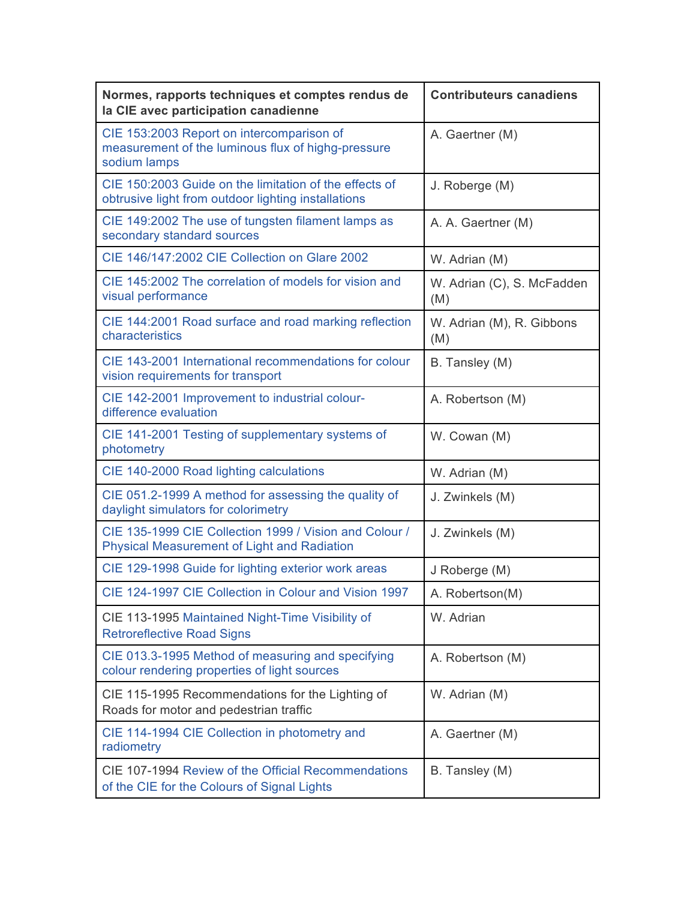| Normes, rapports techniques et comptes rendus de la CIE avec participation canadienne | Contributeurs canadiens |
|---|---|
| CIE 153:2003 Report on intercomparison of measurement of the luminous flux of highg-pressure sodium lamps | A. Gaertner (M) |
| CIE 150:2003 Guide on the limitation of the effects of obtrusive light from outdoor lighting installations | J. Roberge (M) |
| CIE 149:2002 The use of tungsten filament lamps as secondary standard sources | A. A. Gaertner (M) |
| CIE 146/147:2002 CIE Collection on Glare 2002 | W. Adrian (M) |
| CIE 145:2002 The correlation of models for vision and visual performance | W. Adrian (C), S. McFadden (M) |
| CIE 144:2001 Road surface and road marking reflection characteristics | W. Adrian (M), R. Gibbons (M) |
| CIE 143-2001 International recommendations for colour vision requirements for transport | B. Tansley (M) |
| CIE 142-2001 Improvement to industrial colour-difference evaluation | A. Robertson (M) |
| CIE 141-2001 Testing of supplementary systems of photometry | W. Cowan (M) |
| CIE 140-2000 Road lighting calculations | W. Adrian (M) |
| CIE 051.2-1999 A method for assessing the quality of daylight simulators for colorimetry | J. Zwinkels (M) |
| CIE 135-1999 CIE Collection 1999 / Vision and Colour / Physical Measurement of Light and Radiation | J. Zwinkels (M) |
| CIE 129-1998 Guide for lighting exterior work areas | J Roberge (M) |
| CIE 124-1997 CIE Collection in Colour and Vision 1997 | A. Robertson(M) |
| CIE 113-1995 Maintained Night-Time Visibility of Retroreflective Road Signs | W. Adrian |
| CIE 013.3-1995 Method of measuring and specifying colour rendering properties of light sources | A. Robertson (M) |
| CIE 115-1995 Recommendations for the Lighting of Roads for motor and pedestrian traffic | W. Adrian (M) |
| CIE 114-1994 CIE Collection in photometry and radiometry | A. Gaertner (M) |
| CIE 107-1994 Review of the Official Recommendations of the CIE for the Colours of Signal Lights | B. Tansley (M) |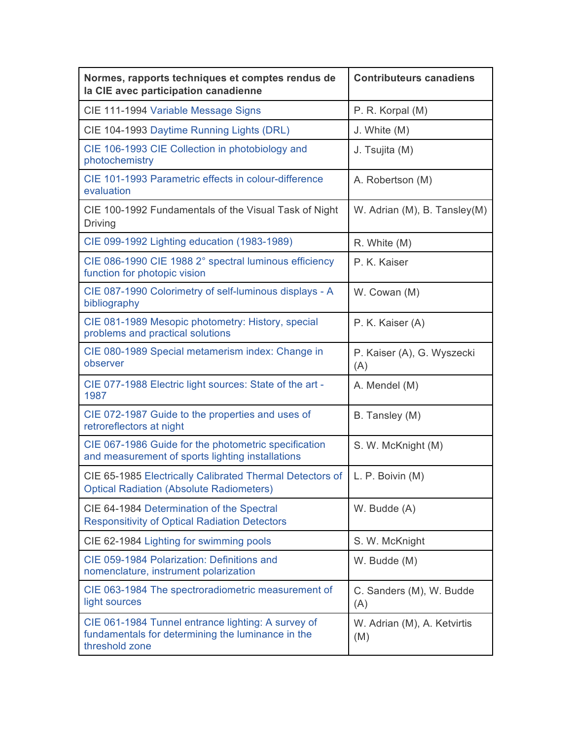| Normes, rapports techniques et comptes rendus de la CIE avec participation canadienne | Contributeurs canadiens |
|---|---|
| CIE 111-1994 Variable Message Signs | P. R. Korpal (M) |
| CIE 104-1993 Daytime Running Lights (DRL) | J. White (M) |
| CIE 106-1993 CIE Collection in photobiology and photochemistry | J. Tsujita (M) |
| CIE 101-1993 Parametric effects in colour-difference evaluation | A. Robertson (M) |
| CIE 100-1992 Fundamentals of the Visual Task of Night Driving | W. Adrian (M), B. Tansley(M) |
| CIE 099-1992 Lighting education (1983-1989) | R. White (M) |
| CIE 086-1990 CIE 1988 2° spectral luminous efficiency function for photopic vision | P. K. Kaiser |
| CIE 087-1990 Colorimetry of self-luminous displays - A bibliography | W. Cowan (M) |
| CIE 081-1989 Mesopic photometry: History, special problems and practical solutions | P. K. Kaiser (A) |
| CIE 080-1989 Special metamerism index: Change in observer | P. Kaiser (A), G. Wyszecki (A) |
| CIE 077-1988 Electric light sources: State of the art - 1987 | A. Mendel (M) |
| CIE 072-1987 Guide to the properties and uses of retroreflectors at night | B. Tansley (M) |
| CIE 067-1986 Guide for the photometric specification and measurement of sports lighting installations | S. W. McKnight (M) |
| CIE 65-1985 Electrically Calibrated Thermal Detectors of Optical Radiation (Absolute Radiometers) | L. P. Boivin (M) |
| CIE 64-1984 Determination of the Spectral Responsitivity of Optical Radiation Detectors | W. Budde (A) |
| CIE 62-1984 Lighting for swimming pools | S. W. McKnight |
| CIE 059-1984 Polarization: Definitions and nomenclature, instrument polarization | W. Budde (M) |
| CIE 063-1984 The spectroradiometric measurement of light sources | C. Sanders (M), W. Budde (A) |
| CIE 061-1984 Tunnel entrance lighting: A survey of fundamentals for determining the luminance in the threshold zone | W. Adrian (M), A. Ketvirtis (M) |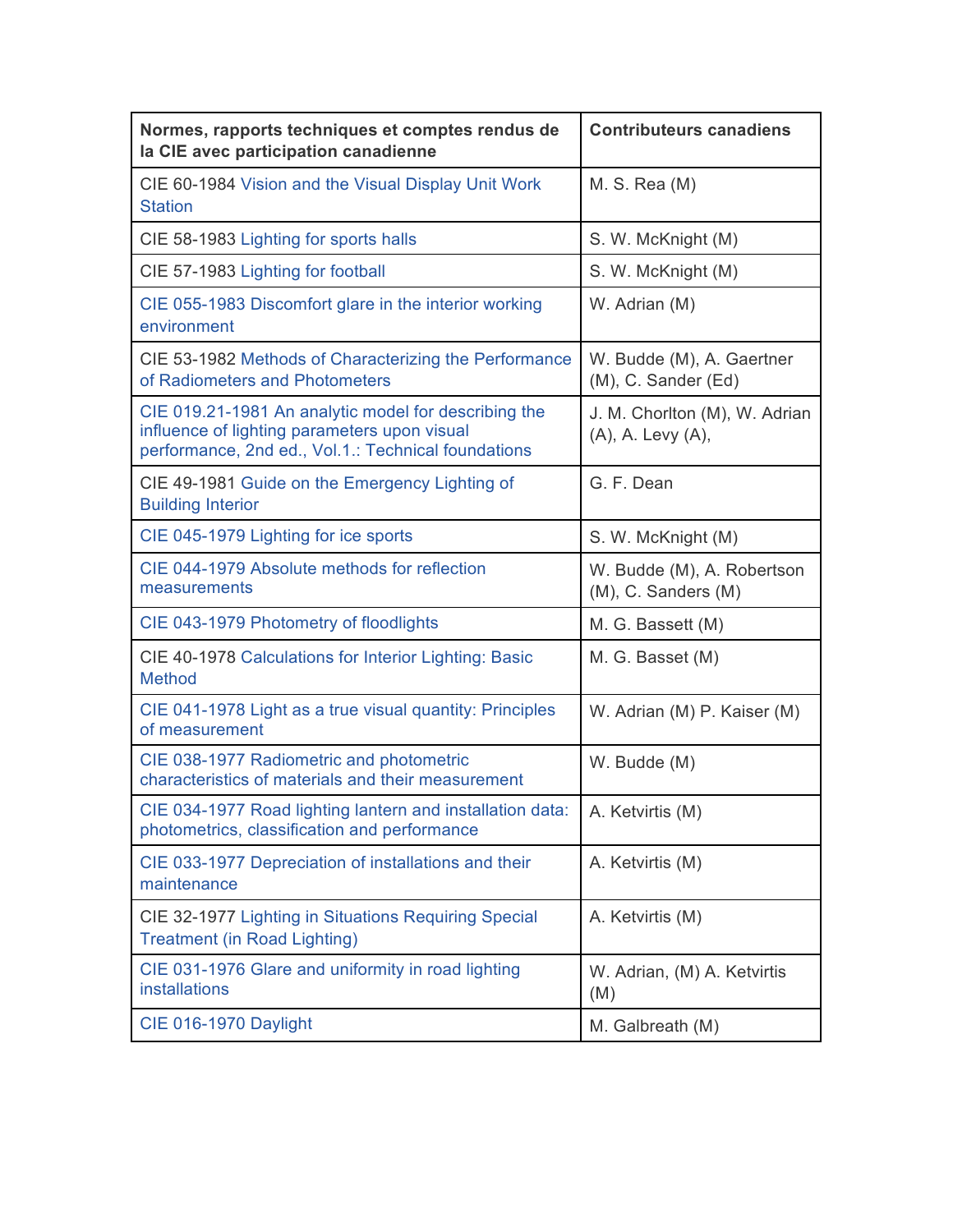| Normes, rapports techniques et comptes rendus de la CIE avec participation canadienne | Contributeurs canadiens |
|---|---|
| CIE 60-1984 Vision and the Visual Display Unit Work Station | M. S. Rea (M) |
| CIE 58-1983 Lighting for sports halls | S. W. McKnight (M) |
| CIE 57-1983 Lighting for football | S. W. McKnight (M) |
| CIE 055-1983 Discomfort glare in the interior working environment | W. Adrian (M) |
| CIE 53-1982 Methods of Characterizing the Performance of Radiometers and Photometers | W. Budde (M), A. Gaertner (M), C. Sander (Ed) |
| CIE 019.21-1981 An analytic model for describing the influence of lighting parameters upon visual performance, 2nd ed., Vol.1.: Technical foundations | J. M. Chorlton (M), W. Adrian (A), A. Levy (A), |
| CIE 49-1981 Guide on the Emergency Lighting of Building Interior | G. F. Dean |
| CIE 045-1979 Lighting for ice sports | S. W. McKnight (M) |
| CIE 044-1979 Absolute methods for reflection measurements | W. Budde (M), A. Robertson (M), C. Sanders (M) |
| CIE 043-1979 Photometry of floodlights | M. G. Bassett (M) |
| CIE 40-1978 Calculations for Interior Lighting: Basic Method | M. G. Basset (M) |
| CIE 041-1978 Light as a true visual quantity: Principles of measurement | W. Adrian (M) P. Kaiser (M) |
| CIE 038-1977 Radiometric and photometric characteristics of materials and their measurement | W. Budde (M) |
| CIE 034-1977 Road lighting lantern and installation data: photometrics, classification and performance | A. Ketvirtis (M) |
| CIE 033-1977 Depreciation of installations and their maintenance | A. Ketvirtis (M) |
| CIE 32-1977 Lighting in Situations Requiring Special Treatment (in Road Lighting) | A. Ketvirtis (M) |
| CIE 031-1976 Glare and uniformity in road lighting installations | W. Adrian, (M) A. Ketvirtis (M) |
| CIE 016-1970 Daylight | M. Galbreath (M) |